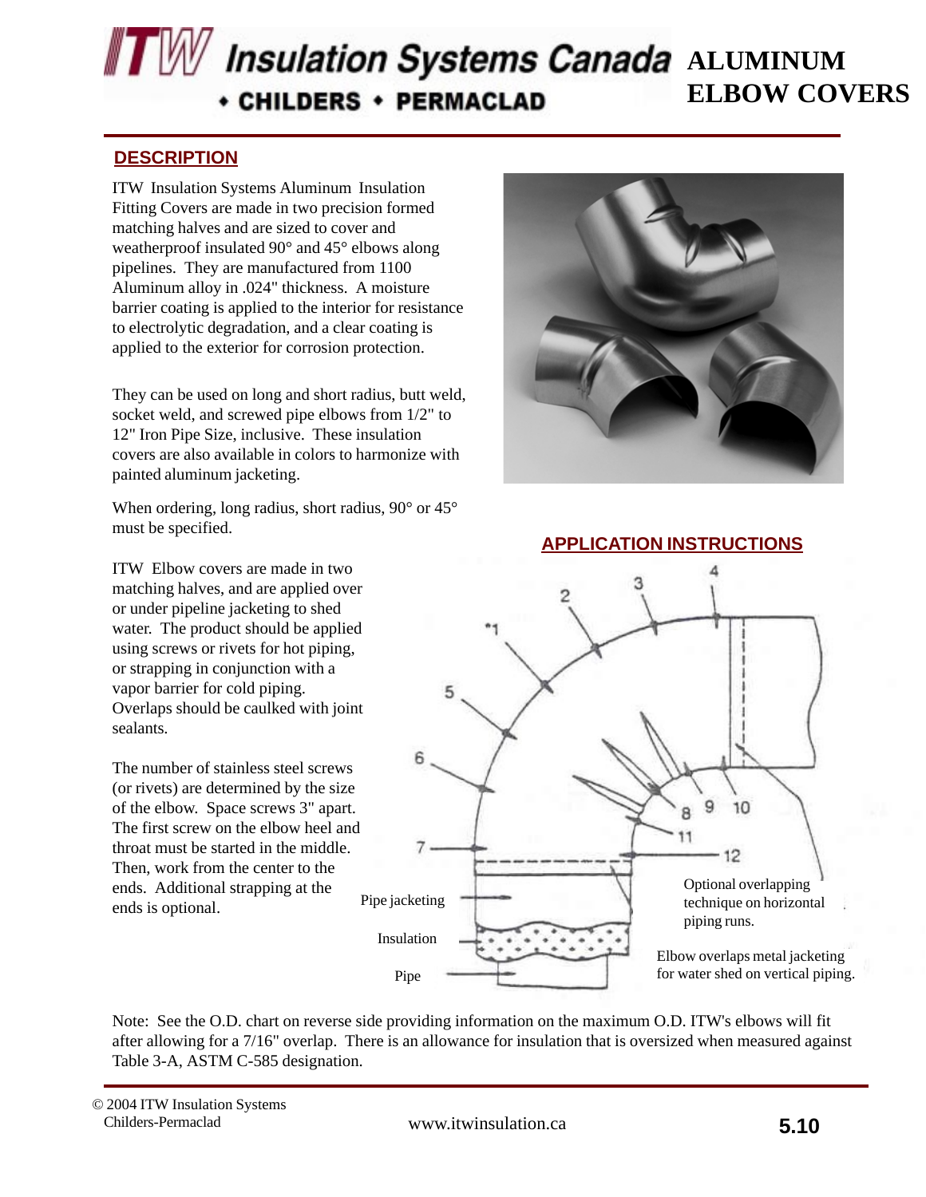# ALUMINUM ELBOW COVERS

## DESCRIPTION

ITW Insulation Systems Aluminum Insulation Fitting Covers are made in two precision formed matching halves and are sized to cover and weatherproof insulated 90° and 45° elbows along pipelines. They are manufactured from 1100 Aluminum alloy in .024" thickness. A moisture barrier coating is applied to the interior for resistance to electrolytic degradation, and a clear coating is applied to the exterior for corrosion protection.

They can be used on long and short radius, butt weld, socket weld, and screwed pipe elbows from 1/2" to 12" Iron Pipe Size, inclusive. These insulation covers are also available in colors to harmonize with painted aluminum jacketing.

When ordering, long radius, short radius, 90° or 45° must be specified.

## APPLICATION INSTRUCTIONS

ITW Elbow covers are made in two matching halves, and are applied over or under pipeline jacketing to shed water. The product should be applied using screws or rivets for hot piping, or strapping in conjunction with a vapor barrier for cold piping. Overlaps should be caulked with joint sealants.

The number of stainless steel screws (or rivets) are determined by the size of the elbow. Space screws 3" apart. The first screw on the elbow heel and throat must be started in the middle. Then, work from the center to the ends. Additional strapping at the ends is optional.

Pipe jacketing

Insulation

Pipe

Optional overlapping technique on horizontal piping runs.

Elbow overlaps metal jacketing for water shed on vertical piping.

Note: See the O.D. chart on reverse side providing information on the maximum O.D. ITW's elbows will fit after allowing for a 7/16" overlap. There is an allowance for insulation that is oversized when measured against Table 3-A, ASTM C-585 designation.

© 2004 ITW Insulation Systems Childers-Permaclad

www.itwinsulation.ca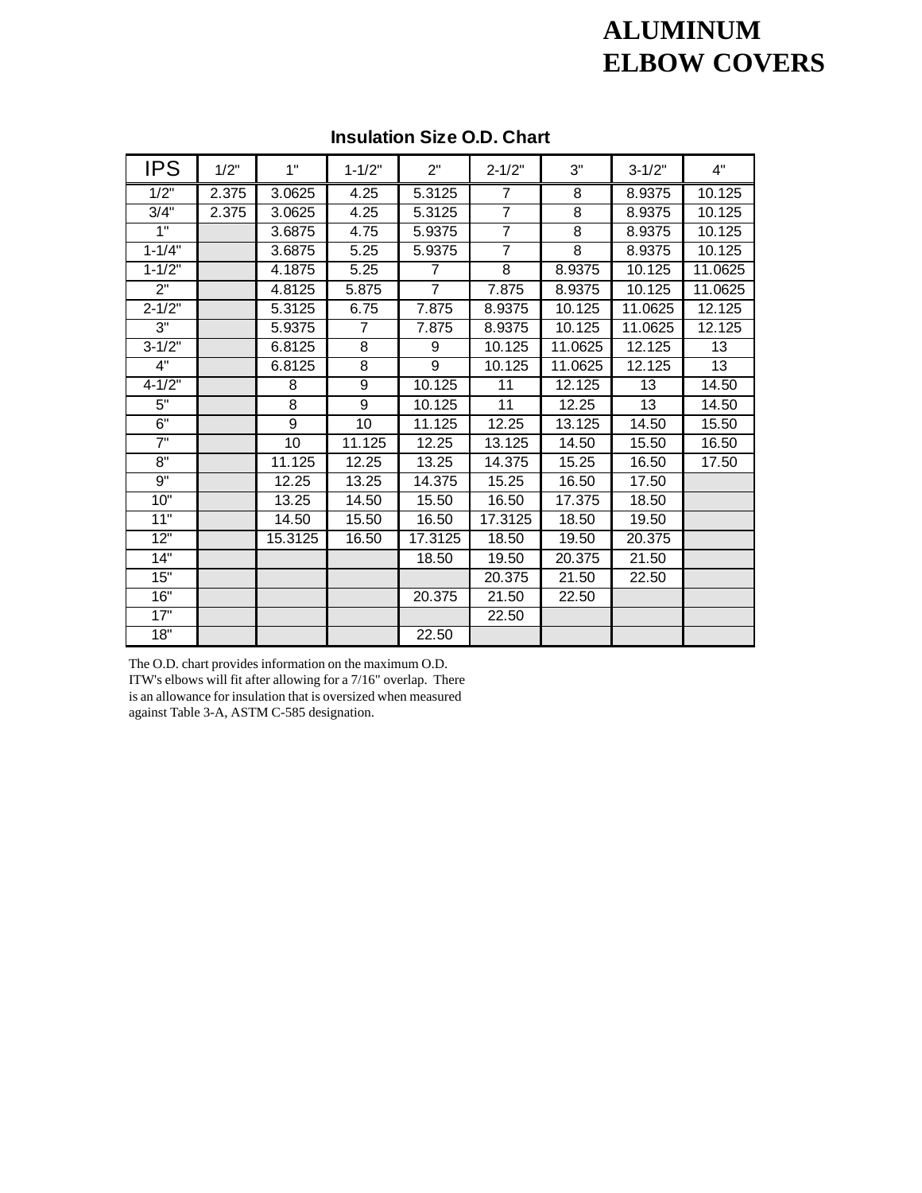# ALUMINUM ELBOW COVERS

## Insulation Size O.D. Chart

| IPS | 1/2" | 1" | 1-1/2" | 2" | 2-1/2" | 3" | 3-1/2" | 4" |
|---|---|---|---|---|---|---|---|---|
| 1/2" | 2.375 | 3.0625 | 4.25 | 5.3125 | 7 | 8 | 8.9375 | 10.125 |
| 3/4" | 2.375 | 3.0625 | 4.25 | 5.3125 | 7 | 8 | 8.9375 | 10.125 |
| 1" | | 3.6875 | 4.75 | 5.9375 | 7 | 8 | 8.9375 | 10.125 |
| 1-1/4" | | 3.6875 | 5.25 | 5.9375 | 7 | 8 | 8.9375 | 10.125 |
| 1-1/2" | | 4.1875 | 5.25 | 7 | 8 | 8.9375 | 10.125 | 11.0625 |
| 2" | | 4.8125 | 5.875 | 7 | 7.875 | 8.9375 | 10.125 | 11.0625 |
| 2-1/2" | | 5.3125 | 6.75 | 7.875 | 8.9375 | 10.125 | 11.0625 | 12.125 |
| 3" | | 5.9375 | 7 | 7.875 | 8.9375 | 10.125 | 11.0625 | 12.125 |
| 3-1/2" | | 6.8125 | 8 | 9 | 10.125 | 11.0625 | 12.125 | 13 |
| 4" | | 6.8125 | 8 | 9 | 10.125 | 11.0625 | 12.125 | 13 |
| 4-1/2" | | 8 | 9 | 10.125 | 11 | 12.125 | 13 | 14.50 |
| 5" | | 8 | 9 | 10.125 | 11 | 12.25 | 13 | 14.50 |
| 6" | | 9 | 10 | 11.125 | 12.25 | 13.125 | 14.50 | 15.50 |
| 7" | | 10 | 11.125 | 12.25 | 13.125 | 14.50 | 15.50 | 16.50 |
| 8" | | 11.125 | 12.25 | 13.25 | 14.375 | 15.25 | 16.50 | 17.50 |
| 9" | | 12.25 | 13.25 | 14.375 | 15.25 | 16.50 | 17.50 | |
| 10" | | 13.25 | 14.50 | 15.50 | 16.50 | 17.375 | 18.50 | |
| 11" | | 14.50 | 15.50 | 16.50 | 17.3125 | 18.50 | 19.50 | |
| 12" | | 15.3125 | 16.50 | 17.3125 | 18.50 | 19.50 | 20.375 | |
| 14" | | | | 18.50 | 19.50 | 20.375 | 21.50 | |
| 15" | | | | | 20.375 | 21.50 | 22.50 | |
| 16" | | | | 20.375 | 21.50 | 22.50 | | |
| 17" | | | | | 22.50 | | | |
| 18" | | | | 22.50 | | | | |

The O.D. chart provides information on the maximum O.D. ITW's elbows will fit after allowing for a 7/16" overlap. There is an allowance for insulation that is oversized when measured against Table 3-A, ASTM C-585 designation.